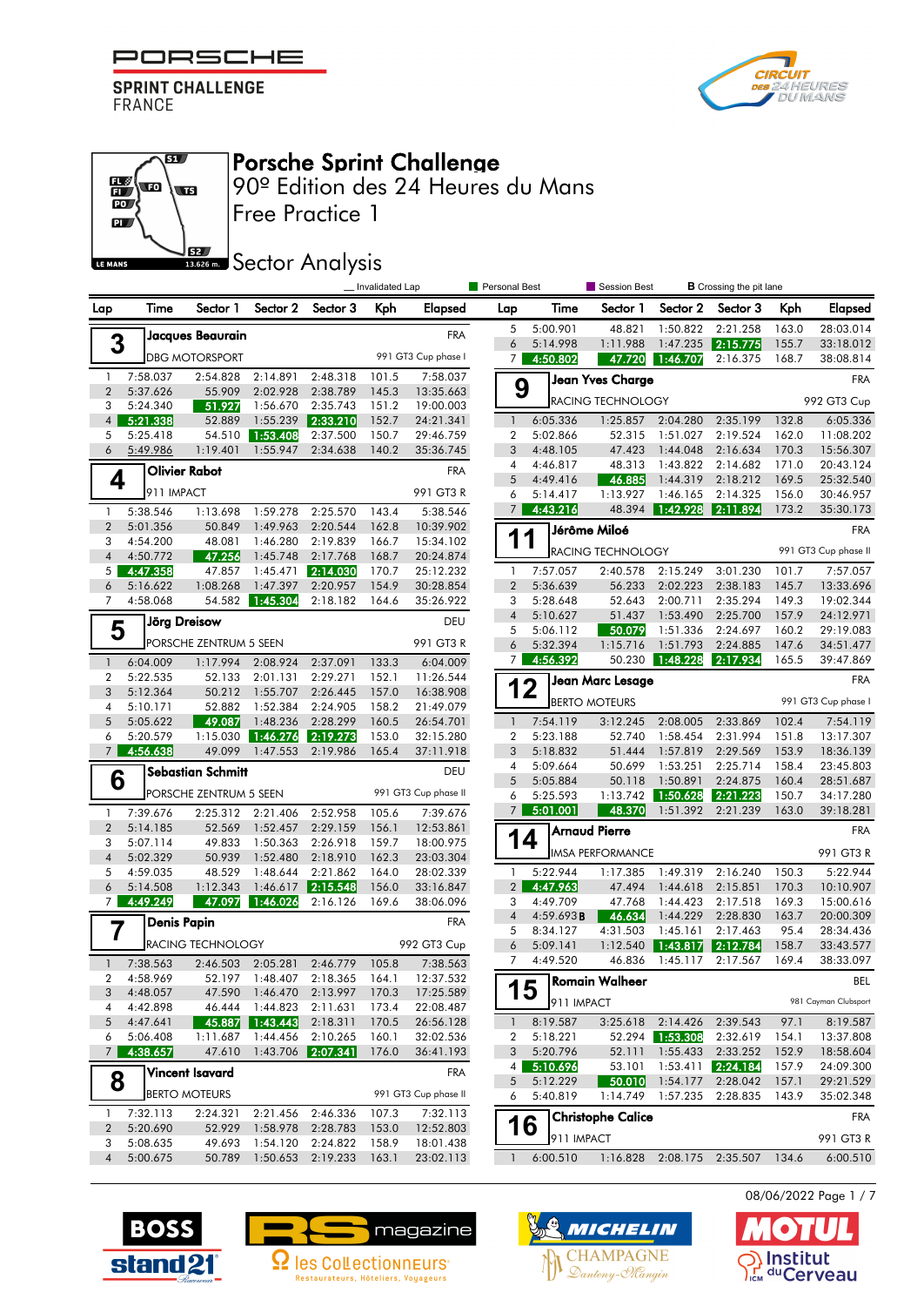PORSCHE SPRINT CHALLENGE FRANCE

CIRCUIT DES 24 HEURES DU MANS

# Porsche Sprint Challenge

## 90º Edition des 24 Heures du Mans

## Free Practice 1

## Sector Analysis

LE MANS 13.626 m.

_ Invalidated Lap | Personal Best | Session Best | B Crossing the pit lane

### 3 Jacques Beaurain — FRA
DBG MOTORSPORT — 991 GT3 Cup phase I

| Lap | Time | Sector 1 | Sector 2 | Sector 3 | Kph | Elapsed |
|---|---|---|---|---|---|---|
| 1 | 7:58.037 | 2:54.828 | 2:14.891 | 2:48.318 | 101.5 | 7:58.037 |
| 2 | 5:37.626 | 55.909 | 2:02.928 | 2:38.789 | 145.3 | 13:35.663 |
| 3 | 5:24.340 | 51.927 | 1:56.670 | 2:35.743 | 151.2 | 19:00.003 |
| 4 | 5:21.338 | 52.889 | 1:55.239 | 2:33.210 | 152.7 | 24:21.341 |
| 5 | 5:25.418 | 54.510 | 1:53.408 | 2:37.500 | 150.7 | 29:46.759 |
| 6 | 5:49.986 | 1:19.401 | 1:55.947 | 2:34.638 | 140.2 | 35:36.745 |

### 4 Olivier Rabot — FRA
911 IMPACT — 991 GT3 R

| Lap | Time | Sector 1 | Sector 2 | Sector 3 | Kph | Elapsed |
|---|---|---|---|---|---|---|
| 1 | 5:38.546 | 1:13.698 | 1:59.278 | 2:25.570 | 143.4 | 5:38.546 |
| 2 | 5:01.356 | 50.849 | 1:49.963 | 2:20.544 | 162.8 | 10:39.902 |
| 3 | 4:54.200 | 48.081 | 1:46.280 | 2:19.839 | 166.7 | 15:34.102 |
| 4 | 4:50.772 | 47.256 | 1:45.748 | 2:17.768 | 168.7 | 20:24.874 |
| 5 | 4:47.358 | 47.857 | 1:45.471 | 2:14.030 | 170.7 | 25:12.232 |
| 6 | 5:16.622 | 1:08.268 | 1:47.397 | 2:20.957 | 154.9 | 30:28.854 |
| 7 | 4:58.068 | 54.582 | 1:45.304 | 2:18.182 | 164.6 | 35:26.922 |

### 5 Jörg Dreisow — DEU
PORSCHE ZENTRUM 5 SEEN — 991 GT3 R

| Lap | Time | Sector 1 | Sector 2 | Sector 3 | Kph | Elapsed |
|---|---|---|---|---|---|---|
| 1 | 6:04.009 | 1:17.994 | 2:08.924 | 2:37.091 | 133.3 | 6:04.009 |
| 2 | 5:22.535 | 52.133 | 2:01.131 | 2:29.271 | 152.1 | 11:26.544 |
| 3 | 5:12.364 | 50.212 | 1:55.707 | 2:26.445 | 157.0 | 16:38.908 |
| 4 | 5:10.171 | 52.882 | 1:52.384 | 2:24.905 | 158.2 | 21:49.079 |
| 5 | 5:05.622 | 49.087 | 1:48.236 | 2:28.299 | 160.5 | 26:54.701 |
| 6 | 5:20.579 | 1:15.030 | 1:46.276 | 2:19.273 | 153.0 | 32:15.280 |
| 7 | 4:56.638 | 49.099 | 1:47.553 | 2:19.986 | 165.4 | 37:11.918 |

### 6 Sebastian Schmitt — DEU
PORSCHE ZENTRUM 5 SEEN — 991 GT3 Cup phase II

| Lap | Time | Sector 1 | Sector 2 | Sector 3 | Kph | Elapsed |
|---|---|---|---|---|---|---|
| 1 | 7:39.676 | 2:25.312 | 2:21.406 | 2:52.958 | 105.6 | 7:39.676 |
| 2 | 5:14.185 | 52.569 | 1:52.457 | 2:29.159 | 156.1 | 12:53.861 |
| 3 | 5:07.114 | 49.833 | 1:50.363 | 2:26.918 | 159.7 | 18:00.975 |
| 4 | 5:02.329 | 50.939 | 1:52.480 | 2:18.910 | 162.3 | 23:03.304 |
| 5 | 4:59.035 | 48.529 | 1:48.644 | 2:21.862 | 164.0 | 28:02.339 |
| 6 | 5:14.508 | 1:12.343 | 1:46.617 | 2:15.548 | 156.0 | 33:16.847 |
| 7 | 4:49.249 | 47.097 | 1:46.026 | 2:16.126 | 169.6 | 38:06.096 |

### 7 Denis Papin — FRA
RACING TECHNOLOGY — 992 GT3 Cup

| Lap | Time | Sector 1 | Sector 2 | Sector 3 | Kph | Elapsed |
|---|---|---|---|---|---|---|
| 1 | 7:38.563 | 2:46.503 | 2:05.281 | 2:46.779 | 105.8 | 7:38.563 |
| 2 | 4:58.969 | 52.197 | 1:48.407 | 2:18.365 | 164.1 | 12:37.532 |
| 3 | 4:48.057 | 47.590 | 1:46.470 | 2:13.997 | 170.3 | 17:25.589 |
| 4 | 4:42.898 | 46.444 | 1:44.823 | 2:11.631 | 173.4 | 22:08.487 |
| 5 | 4:47.641 | 45.887 | 1:43.443 | 2:18.311 | 170.5 | 26:56.128 |
| 6 | 5:06.408 | 1:11.687 | 1:44.456 | 2:10.265 | 160.1 | 32:02.536 |
| 7 | 4:38.657 | 47.610 | 1:43.706 | 2:07.341 | 176.0 | 36:41.193 |

### 8 Vincent Isavard — FRA
BERTO MOTEURS — 991 GT3 Cup phase II

| Lap | Time | Sector 1 | Sector 2 | Sector 3 | Kph | Elapsed |
|---|---|---|---|---|---|---|
| 1 | 7:32.113 | 2:24.321 | 2:21.456 | 2:46.336 | 107.3 | 7:32.113 |
| 2 | 5:20.690 | 52.929 | 1:58.978 | 2:28.783 | 153.0 | 12:52.803 |
| 3 | 5:08.635 | 49.693 | 1:54.120 | 2:24.822 | 158.9 | 18:01.438 |
| 4 | 5:00.675 | 50.789 | 1:50.653 | 2:19.233 | 163.1 | 23:02.113 |
| 5 | 5:00.901 | 48.821 | 1:50.822 | 2:21.258 | 163.0 | 28:03.014 |
| 6 | 5:14.998 | 1:11.988 | 1:47.235 | 2:15.775 | 155.7 | 33:18.012 |
| 7 | 4:50.802 | 47.720 | 1:46.707 | 2:16.375 | 168.7 | 38:08.814 |

### 9 Jean Yves Charge — FRA
RACING TECHNOLOGY — 992 GT3 Cup

| Lap | Time | Sector 1 | Sector 2 | Sector 3 | Kph | Elapsed |
|---|---|---|---|---|---|---|
| 1 | 6:05.336 | 1:25.857 | 2:04.280 | 2:35.199 | 132.8 | 6:05.336 |
| 2 | 5:02.866 | 52.315 | 1:51.027 | 2:19.524 | 162.0 | 11:08.202 |
| 3 | 4:48.105 | 47.423 | 1:44.048 | 2:16.634 | 170.3 | 15:56.307 |
| 4 | 4:46.817 | 48.313 | 1:43.822 | 2:14.682 | 171.0 | 20:43.124 |
| 5 | 4:49.416 | 46.885 | 1:44.319 | 2:18.212 | 169.5 | 25:32.540 |
| 6 | 5:14.417 | 1:13.927 | 1:46.165 | 2:14.325 | 156.0 | 30:46.957 |
| 7 | 4:43.216 | 48.394 | 1:42.928 | 2:11.894 | 173.2 | 35:30.173 |

### 11 Jérôme Miloé — FRA
RACING TECHNOLOGY — 991 GT3 Cup phase II

| Lap | Time | Sector 1 | Sector 2 | Sector 3 | Kph | Elapsed |
|---|---|---|---|---|---|---|
| 1 | 7:57.057 | 2:40.578 | 2:15.249 | 3:01.230 | 101.7 | 7:57.057 |
| 2 | 5:36.639 | 56.233 | 2:02.223 | 2:38.183 | 145.7 | 13:33.696 |
| 3 | 5:28.648 | 52.643 | 2:00.711 | 2:35.294 | 149.3 | 19:02.344 |
| 4 | 5:10.627 | 51.437 | 1:53.490 | 2:25.700 | 157.9 | 24:12.971 |
| 5 | 5:06.112 | 50.079 | 1:51.336 | 2:24.697 | 160.2 | 29:19.083 |
| 6 | 5:32.394 | 1:15.716 | 1:51.793 | 2:24.885 | 147.6 | 34:51.477 |
| 7 | 4:56.392 | 50.230 | 1:48.228 | 2:17.934 | 165.5 | 39:47.869 |

### 12 Jean Marc Lesage — FRA
BERTO MOTEURS — 991 GT3 Cup phase I

| Lap | Time | Sector 1 | Sector 2 | Sector 3 | Kph | Elapsed |
|---|---|---|---|---|---|---|
| 1 | 7:54.119 | 3:12.245 | 2:08.005 | 2:33.869 | 102.4 | 7:54.119 |
| 2 | 5:23.188 | 52.740 | 1:58.454 | 2:31.994 | 151.8 | 13:17.307 |
| 3 | 5:18.832 | 51.444 | 1:57.819 | 2:29.569 | 153.9 | 18:36.139 |
| 4 | 5:09.664 | 50.699 | 1:53.251 | 2:25.714 | 158.4 | 23:45.803 |
| 5 | 5:05.884 | 50.118 | 1:50.891 | 2:24.875 | 160.4 | 28:51.687 |
| 6 | 5:25.593 | 1:13.742 | 1:50.628 | 2:21.223 | 150.7 | 34:17.280 |
| 7 | 5:01.001 | 48.370 | 1:51.392 | 2:21.239 | 163.0 | 39:18.281 |

### 14 Arnaud Pierre — FRA
IMSA PERFORMANCE — 991 GT3 R

| Lap | Time | Sector 1 | Sector 2 | Sector 3 | Kph | Elapsed |
|---|---|---|---|---|---|---|
| 1 | 5:22.944 | 1:17.385 | 1:49.319 | 2:16.240 | 150.3 | 5:22.944 |
| 2 | 4:47.963 | 47.494 | 1:44.618 | 2:15.851 | 170.3 | 10:10.907 |
| 3 | 4:49.709 | 47.768 | 1:44.423 | 2:17.518 | 169.3 | 15:00.616 |
| 4 | 4:59.693 B | 46.634 | 1:44.229 | 2:28.830 | 163.7 | 20:00.309 |
| 5 | 8:34.127 | 4:31.503 | 1:45.161 | 2:17.463 | 95.4 | 28:34.436 |
| 6 | 5:09.141 | 1:12.540 | 1:43.817 | 2:12.784 | 158.7 | 33:43.577 |
| 7 | 4:49.520 | 46.836 | 1:45.117 | 2:17.567 | 169.4 | 38:33.097 |

### 15 Romain Walheer — BEL
911 IMPACT — 981 Cayman Clubsport

| Lap | Time | Sector 1 | Sector 2 | Sector 3 | Kph | Elapsed |
|---|---|---|---|---|---|---|
| 1 | 8:19.587 | 3:25.618 | 2:14.426 | 2:39.543 | 97.1 | 8:19.587 |
| 2 | 5:18.221 | 52.294 | 1:53.308 | 2:32.619 | 154.1 | 13:37.808 |
| 3 | 5:20.796 | 52.111 | 1:55.433 | 2:33.252 | 152.9 | 18:58.604 |
| 4 | 5:10.696 | 53.101 | 1:53.411 | 2:24.184 | 157.9 | 24:09.300 |
| 5 | 5:12.229 | 50.010 | 1:54.177 | 2:28.042 | 157.1 | 29:21.529 |
| 6 | 5:40.819 | 1:14.749 | 1:57.235 | 2:28.835 | 143.9 | 35:02.348 |

### 16 Christophe Calice — FRA
911 IMPACT — 991 GT3 R

| Lap | Time | Sector 1 | Sector 2 | Sector 3 | Kph | Elapsed |
|---|---|---|---|---|---|---|
| 1 | 6:00.510 | 1:16.828 | 2:08.175 | 2:35.507 | 134.6 | 6:00.510 |

08/06/2022

BOSS stand21 — RS magazine — les Collectionneurs — MICHELIN — CHAMPAGNE Danleny-Mangin — MOTUL — Institut du Cerveau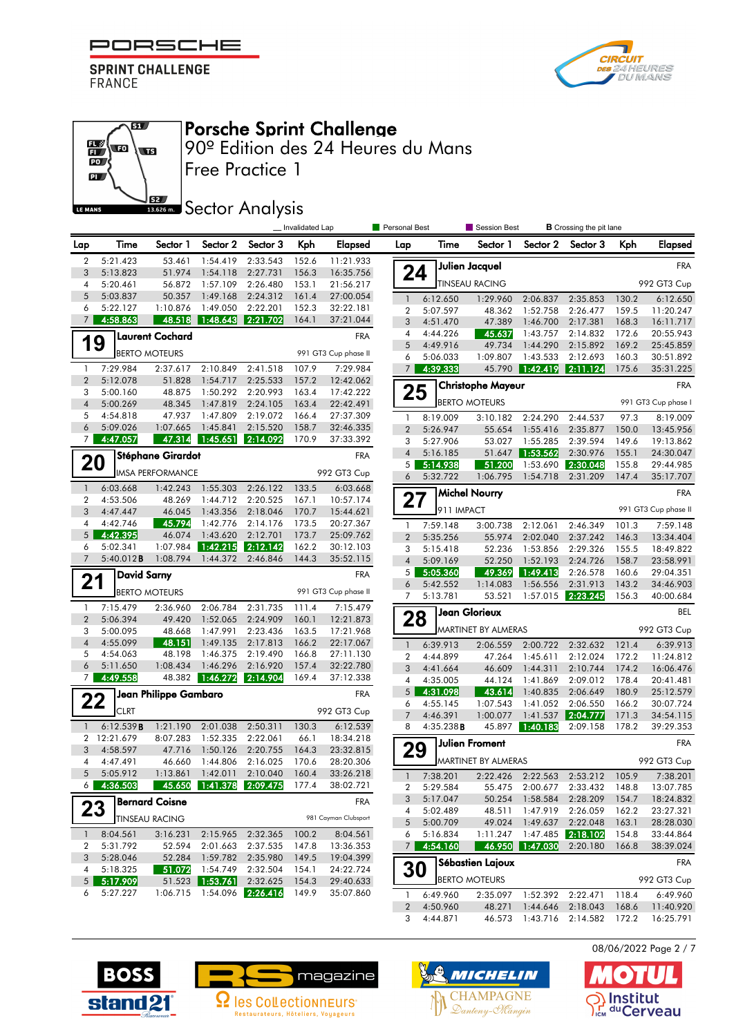# Porsche Sprint Challenge

## 90º Edition des 24 Heures du Mans

## Free Practice 1

## Sector Analysis

_ Invalidated Lap | Personal Best | Session Best | B Crossing the pit lane

(continued from previous page)

| Lap | Time | Sector 1 | Sector 2 | Sector 3 | Kph | Elapsed |
|---|---|---|---|---|---|---|
| 2 | 5:21.423 | 53.461 | 1:54.419 | 2:33.543 | 152.6 | 11:21.933 |
| 3 | 5:13.823 | 51.974 | 1:54.118 | 2:27.731 | 156.3 | 16:35.756 |
| 4 | 5:20.461 | 56.872 | 1:57.109 | 2:26.480 | 153.1 | 21:56.217 |
| 5 | 5:03.837 | 50.357 | 1:49.168 | 2:24.312 | 161.4 | 27:00.054 |
| 6 | 5:22.127 | 1:10.876 | 1:49.050 | 2:22.201 | 152.3 | 32:22.181 |
| 7 | 4:58.863 | 48.518 | 1:48.643 | 2:21.702 | 164.1 | 37:21.044 |

### 19 Laurent Cochard — FRA
BERTO MOTEURS — 991 GT3 Cup phase II

| Lap | Time | Sector 1 | Sector 2 | Sector 3 | Kph | Elapsed |
|---|---|---|---|---|---|---|
| 1 | 7:29.984 | 2:37.617 | 2:10.849 | 2:41.518 | 107.9 | 7:29.984 |
| 2 | 5:12.078 | 51.828 | 1:54.717 | 2:25.533 | 157.2 | 12:42.062 |
| 3 | 5:00.160 | 48.875 | 1:50.292 | 2:20.993 | 163.4 | 17:42.222 |
| 4 | 5:00.269 | 48.345 | 1:47.819 | 2:24.105 | 163.4 | 22:42.491 |
| 5 | 4:54.818 | 47.937 | 1:47.809 | 2:19.072 | 166.4 | 27:37.309 |
| 6 | 5:09.026 | 1:07.665 | 1:45.841 | 2:15.520 | 158.7 | 32:46.335 |
| 7 | 4:47.057 | 47.314 | 1:45.651 | 2:14.092 | 170.9 | 37:33.392 |

### 20 Stéphane Girardot — FRA
IMSA PERFORMANCE — 992 GT3 Cup

| Lap | Time | Sector 1 | Sector 2 | Sector 3 | Kph | Elapsed |
|---|---|---|---|---|---|---|
| 1 | 6:03.668 | 1:42.243 | 1:55.303 | 2:26.122 | 133.5 | 6:03.668 |
| 2 | 4:53.506 | 48.269 | 1:44.712 | 2:20.525 | 167.1 | 10:57.174 |
| 3 | 4:47.447 | 46.045 | 1:43.356 | 2:18.046 | 170.7 | 15:44.621 |
| 4 | 4:42.746 | 45.794 | 1:42.776 | 2:14.176 | 173.5 | 20:27.367 |
| 5 | 4:42.395 | 46.074 | 1:43.620 | 2:12.701 | 173.7 | 25:09.762 |
| 6 | 5:02.341 | 1:07.984 | 1:42.215 | 2:12.142 | 162.2 | 30:12.103 |
| 7 | 5:40.012B | 1:08.794 | 1:44.372 | 2:46.846 | 144.3 | 35:52.115 |

### 21 David Sarny — FRA
BERTO MOTEURS — 991 GT3 Cup phase II

| Lap | Time | Sector 1 | Sector 2 | Sector 3 | Kph | Elapsed |
|---|---|---|---|---|---|---|
| 1 | 7:15.479 | 2:36.960 | 2:06.784 | 2:31.735 | 111.4 | 7:15.479 |
| 2 | 5:06.394 | 49.420 | 1:52.065 | 2:24.909 | 160.1 | 12:21.873 |
| 3 | 5:00.095 | 48.668 | 1:47.991 | 2:23.436 | 163.5 | 17:21.968 |
| 4 | 4:55.099 | 48.151 | 1:49.135 | 2:17.813 | 166.2 | 22:17.067 |
| 5 | 4:54.063 | 48.198 | 1:46.375 | 2:19.490 | 166.8 | 27:11.130 |
| 6 | 5:11.650 | 1:08.434 | 1:46.296 | 2:16.920 | 157.4 | 32:22.780 |
| 7 | 4:49.558 | 48.382 | 1:46.272 | 2:14.904 | 169.4 | 37:12.338 |

### 22 Jean Philippe Gambaro — FRA
CLRT — 992 GT3 Cup

| Lap | Time | Sector 1 | Sector 2 | Sector 3 | Kph | Elapsed |
|---|---|---|---|---|---|---|
| 1 | 6:12.539B | 1:21.190 | 2:01.038 | 2:50.311 | 130.3 | 6:12.539 |
| 2 | 12:21.679 | 8:07.283 | 1:52.335 | 2:22.061 | 66.1 | 18:34.218 |
| 3 | 4:58.597 | 47.716 | 1:50.126 | 2:20.755 | 164.3 | 23:32.815 |
| 4 | 4:47.491 | 46.660 | 1:44.806 | 2:16.025 | 170.6 | 28:20.306 |
| 5 | 5:05.912 | 1:13.861 | 1:42.011 | 2:10.040 | 160.4 | 33:26.218 |
| 6 | 4:36.503 | 45.650 | 1:41.378 | 2:09.475 | 177.4 | 38:02.721 |

### 23 Bernard Coisne — FRA
TINSEAU RACING — 981 Cayman Clubsport

| Lap | Time | Sector 1 | Sector 2 | Sector 3 | Kph | Elapsed |
|---|---|---|---|---|---|---|
| 1 | 8:04.561 | 3:16.231 | 2:15.965 | 2:32.365 | 100.2 | 8:04.561 |
| 2 | 5:31.792 | 52.594 | 2:01.663 | 2:37.535 | 147.8 | 13:36.353 |
| 3 | 5:28.046 | 52.284 | 1:59.782 | 2:35.980 | 149.5 | 19:04.399 |
| 4 | 5:18.325 | 51.072 | 1:54.749 | 2:32.504 | 154.1 | 24:22.724 |
| 5 | 5:17.909 | 51.523 | 1:53.761 | 2:32.625 | 154.3 | 29:40.633 |
| 6 | 5:27.227 | 1:06.715 | 1:54.096 | 2:26.416 | 149.9 | 35:07.860 |

### 24 Julien Jacquel — FRA
TINSEAU RACING — 992 GT3 Cup

| Lap | Time | Sector 1 | Sector 2 | Sector 3 | Kph | Elapsed |
|---|---|---|---|---|---|---|
| 1 | 6:12.650 | 1:29.960 | 2:06.837 | 2:35.853 | 130.2 | 6:12.650 |
| 2 | 5:07.597 | 48.362 | 1:52.758 | 2:26.477 | 159.5 | 11:20.247 |
| 3 | 4:51.470 | 47.389 | 1:46.700 | 2:17.381 | 168.3 | 16:11.717 |
| 4 | 4:44.226 | 45.637 | 1:43.757 | 2:14.832 | 172.6 | 20:55.943 |
| 5 | 4:49.916 | 49.734 | 1:44.290 | 2:15.892 | 169.2 | 25:45.859 |
| 6 | 5:06.033 | 1:09.807 | 1:43.533 | 2:12.693 | 160.3 | 30:51.892 |
| 7 | 4:39.333 | 45.790 | 1:42.419 | 2:11.124 | 175.6 | 35:31.225 |

### 25 Christophe Mayeur — FRA
BERTO MOTEURS — 991 GT3 Cup phase I

| Lap | Time | Sector 1 | Sector 2 | Sector 3 | Kph | Elapsed |
|---|---|---|---|---|---|---|
| 1 | 8:19.009 | 3:10.182 | 2:24.290 | 2:44.537 | 97.3 | 8:19.009 |
| 2 | 5:26.947 | 55.654 | 1:55.416 | 2:35.877 | 150.0 | 13:45.956 |
| 3 | 5:27.906 | 53.027 | 1:55.285 | 2:39.594 | 149.6 | 19:13.862 |
| 4 | 5:16.185 | 51.647 | 1:53.562 | 2:30.976 | 155.1 | 24:30.047 |
| 5 | 5:14.938 | 51.200 | 1:53.690 | 2:30.048 | 155.8 | 29:44.985 |
| 6 | 5:32.722 | 1:06.795 | 1:54.718 | 2:31.209 | 147.4 | 35:17.707 |

### 27 Michel Nourry — FRA
911 IMPACT — 991 GT3 Cup phase II

| Lap | Time | Sector 1 | Sector 2 | Sector 3 | Kph | Elapsed |
|---|---|---|---|---|---|---|
| 1 | 7:59.148 | 3:00.738 | 2:12.061 | 2:46.349 | 101.3 | 7:59.148 |
| 2 | 5:35.256 | 55.974 | 2:02.040 | 2:37.242 | 146.3 | 13:34.404 |
| 3 | 5:15.418 | 52.236 | 1:53.856 | 2:29.326 | 155.5 | 18:49.822 |
| 4 | 5:09.169 | 52.250 | 1:52.193 | 2:24.726 | 158.7 | 23:58.991 |
| 5 | 5:05.360 | 49.369 | 1:49.413 | 2:26.578 | 160.6 | 29:04.351 |
| 6 | 5:42.552 | 1:14.083 | 1:56.556 | 2:31.913 | 143.2 | 34:46.903 |
| 7 | 5:13.781 | 53.521 | 1:57.015 | 2:23.245 | 156.3 | 40:00.684 |

### 28 Jean Glorieux — BEL
MARTINET BY ALMERAS — 992 GT3 Cup

| Lap | Time | Sector 1 | Sector 2 | Sector 3 | Kph | Elapsed |
|---|---|---|---|---|---|---|
| 1 | 6:39.913 | 2:06.559 | 2:00.722 | 2:32.632 | 121.4 | 6:39.913 |
| 2 | 4:44.899 | 47.264 | 1:45.611 | 2:12.024 | 172.2 | 11:24.812 |
| 3 | 4:41.664 | 46.609 | 1:44.311 | 2:10.744 | 174.2 | 16:06.476 |
| 4 | 4:35.005 | 44.124 | 1:41.869 | 2:09.012 | 178.4 | 20:41.481 |
| 5 | 4:31.098 | 43.614 | 1:40.835 | 2:06.649 | 180.9 | 25:12.579 |
| 6 | 4:55.145 | 1:07.543 | 1:41.052 | 2:06.550 | 166.2 | 30:07.724 |
| 7 | 4:46.391 | 1:00.077 | 1:41.537 | 2:04.777 | 171.3 | 34:54.115 |
| 8 | 4:35.238B | 45.897 | 1:40.183 | 2:09.158 | 178.2 | 39:29.353 |

### 29 Julien Froment — FRA
MARTINET BY ALMERAS — 992 GT3 Cup

| Lap | Time | Sector 1 | Sector 2 | Sector 3 | Kph | Elapsed |
|---|---|---|---|---|---|---|
| 1 | 7:38.201 | 2:22.426 | 2:22.563 | 2:53.212 | 105.9 | 7:38.201 |
| 2 | 5:29.584 | 55.475 | 2:00.677 | 2:33.432 | 148.8 | 13:07.785 |
| 3 | 5:17.047 | 50.254 | 1:58.584 | 2:28.209 | 154.7 | 18:24.832 |
| 4 | 5:02.489 | 48.511 | 1:47.919 | 2:26.059 | 162.2 | 23:27.321 |
| 5 | 5:00.709 | 49.024 | 1:49.637 | 2:22.048 | 163.1 | 28:28.030 |
| 6 | 5:16.834 | 1:11.247 | 1:47.485 | 2:18.102 | 154.8 | 33:44.864 |
| 7 | 4:54.160 | 46.950 | 1:47.030 | 2:20.180 | 166.8 | 38:39.024 |

### 30 Sébastien Lajoux — FRA
BERTO MOTEURS — 992 GT3 Cup

| Lap | Time | Sector 1 | Sector 2 | Sector 3 | Kph | Elapsed |
|---|---|---|---|---|---|---|
| 1 | 6:49.960 | 2:35.097 | 1:52.392 | 2:22.471 | 118.4 | 6:49.960 |
| 2 | 4:50.960 | 48.271 | 1:44.646 | 2:18.043 | 168.6 | 11:40.920 |
| 3 | 4:44.871 | 46.573 | 1:43.716 | 2:14.582 | 172.2 | 16:25.791 |

08/06/2022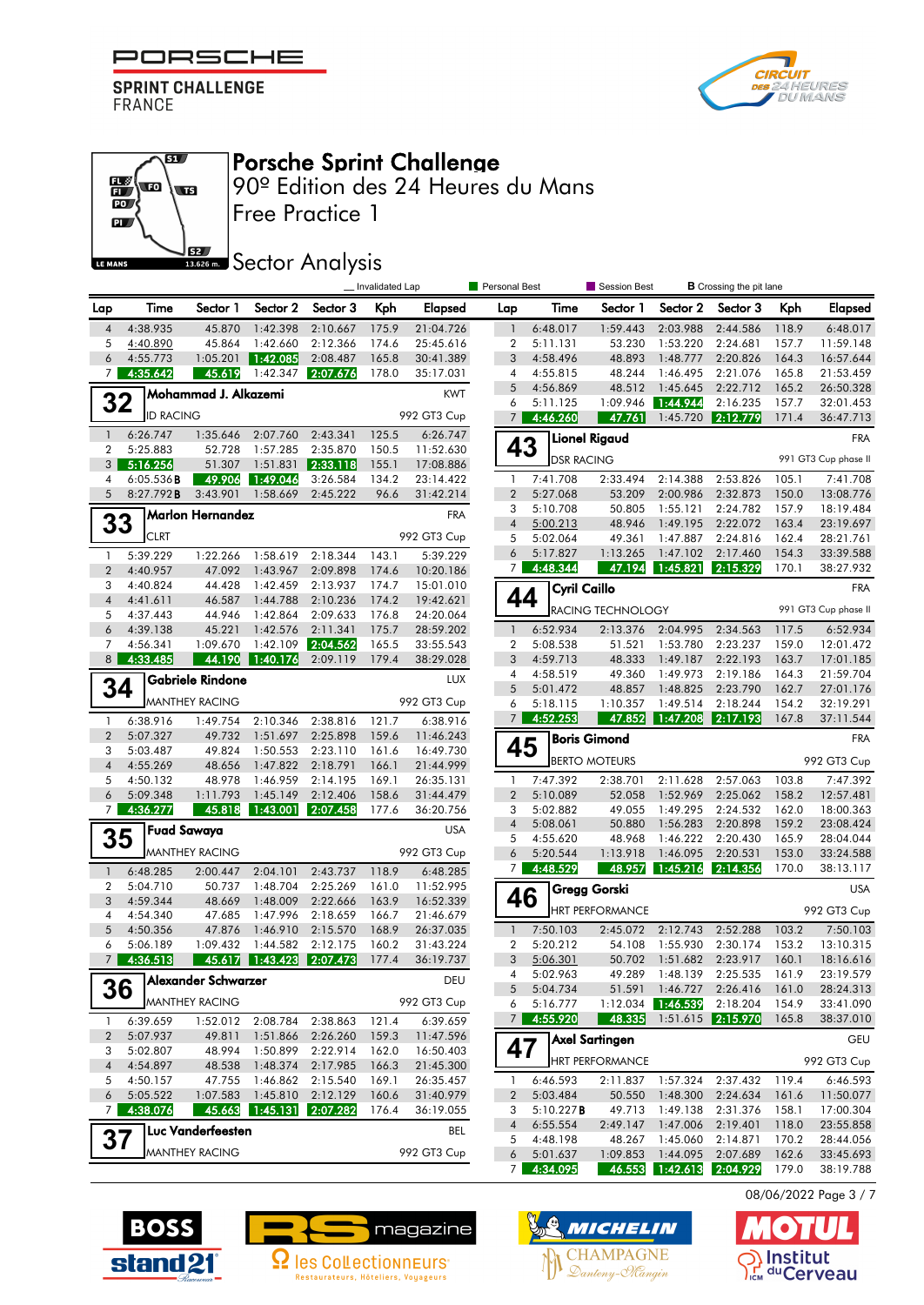# Porsche Sprint Challenge

## 90º Edition des 24 Heures du Mans

## Free Practice 1

## Sector Analysis

_ Invalidated Lap | Personal Best | Session Best | B Crossing the pit lane

(continued from previous page)

| Lap | Time | Sector 1 | Sector 2 | Sector 3 | Kph | Elapsed |
|---|---|---|---|---|---|---|
| 4 | 4:38.935 | 45.870 | 1:42.398 | 2:10.667 | 175.9 | 21:04.726 |
| 5 | 4:40.890 | 45.864 | 1:42.660 | 2:12.366 | 174.6 | 25:45.616 |
| 6 | 4:55.773 | 1:05.201 | 1:42.085 | 2:08.487 | 165.8 | 30:41.389 |
| 7 | 4:35.642 | 45.619 | 1:42.347 | 2:07.676 | 178.0 | 35:17.031 |

### 32 Mohammad J. Alkazemi — KWT
ID RACING — 992 GT3 Cup

| Lap | Time | Sector 1 | Sector 2 | Sector 3 | Kph | Elapsed |
|---|---|---|---|---|---|---|
| 1 | 6:26.747 | 1:35.646 | 2:07.760 | 2:43.341 | 125.5 | 6:26.747 |
| 2 | 5:25.883 | 52.728 | 1:57.285 | 2:35.870 | 150.5 | 11:52.630 |
| 3 | 5:16.256 | 51.307 | 1:51.831 | 2:33.118 | 155.1 | 17:08.886 |
| 4 | 6:05.536 B | 49.906 | 1:49.046 | 3:26.584 | 134.2 | 23:14.422 |
| 5 | 8:27.792 B | 3:43.901 | 1:58.669 | 2:45.222 | 96.6 | 31:42.214 |

### 33 Marlon Hernandez — FRA
CLRT — 992 GT3 Cup

| Lap | Time | Sector 1 | Sector 2 | Sector 3 | Kph | Elapsed |
|---|---|---|---|---|---|---|
| 1 | 5:39.229 | 1:22.266 | 1:58.619 | 2:18.344 | 143.1 | 5:39.229 |
| 2 | 4:40.957 | 47.092 | 1:43.967 | 2:09.898 | 174.6 | 10:20.186 |
| 3 | 4:40.824 | 44.428 | 1:42.459 | 2:13.937 | 174.7 | 15:01.010 |
| 4 | 4:41.611 | 46.587 | 1:44.788 | 2:10.236 | 174.2 | 19:42.621 |
| 5 | 4:37.443 | 44.946 | 1:42.864 | 2:09.633 | 176.8 | 24:20.064 |
| 6 | 4:39.138 | 45.221 | 1:42.576 | 2:11.341 | 175.7 | 28:59.202 |
| 7 | 4:56.341 | 1:09.670 | 1:42.109 | 2:04.562 | 165.5 | 33:55.543 |
| 8 | 4:33.485 | 44.190 | 1:40.176 | 2:09.119 | 179.4 | 38:29.028 |

### 34 Gabriele Rindone — LUX
MANTHEY RACING — 992 GT3 Cup

| Lap | Time | Sector 1 | Sector 2 | Sector 3 | Kph | Elapsed |
|---|---|---|---|---|---|---|
| 1 | 6:38.916 | 1:49.754 | 2:10.346 | 2:38.816 | 121.7 | 6:38.916 |
| 2 | 5:07.327 | 49.732 | 1:51.697 | 2:25.898 | 159.6 | 11:46.243 |
| 3 | 5:03.487 | 49.824 | 1:50.553 | 2:23.110 | 161.6 | 16:49.730 |
| 4 | 4:55.269 | 48.656 | 1:47.822 | 2:18.791 | 166.1 | 21:44.999 |
| 5 | 4:50.132 | 48.978 | 1:46.959 | 2:14.195 | 169.1 | 26:35.131 |
| 6 | 5:09.348 | 1:11.793 | 1:45.149 | 2:12.406 | 158.6 | 31:44.479 |
| 7 | 4:36.277 | 45.818 | 1:43.001 | 2:07.458 | 177.6 | 36:20.756 |

### 35 Fuad Sawaya — USA
MANTHEY RACING — 992 GT3 Cup

| Lap | Time | Sector 1 | Sector 2 | Sector 3 | Kph | Elapsed |
|---|---|---|---|---|---|---|
| 1 | 6:48.285 | 2:00.447 | 2:04.101 | 2:43.737 | 118.9 | 6:48.285 |
| 2 | 5:04.710 | 50.737 | 1:48.704 | 2:25.269 | 161.0 | 11:52.995 |
| 3 | 4:59.344 | 48.669 | 1:48.009 | 2:22.666 | 163.9 | 16:52.339 |
| 4 | 4:54.340 | 47.685 | 1:47.996 | 2:18.659 | 166.7 | 21:46.679 |
| 5 | 4:50.356 | 47.876 | 1:46.910 | 2:15.570 | 168.9 | 26:37.035 |
| 6 | 5:06.189 | 1:09.432 | 1:44.582 | 2:12.175 | 160.2 | 31:43.224 |
| 7 | 4:36.513 | 45.617 | 1:43.423 | 2:07.473 | 177.4 | 36:19.737 |

### 36 Alexander Schwarzer — DEU
MANTHEY RACING — 992 GT3 Cup

| Lap | Time | Sector 1 | Sector 2 | Sector 3 | Kph | Elapsed |
|---|---|---|---|---|---|---|
| 1 | 6:39.659 | 1:52.012 | 2:08.784 | 2:38.863 | 121.4 | 6:39.659 |
| 2 | 5:07.937 | 49.811 | 1:51.866 | 2:26.260 | 159.3 | 11:47.596 |
| 3 | 5:02.807 | 48.994 | 1:50.899 | 2:22.914 | 162.0 | 16:50.403 |
| 4 | 4:54.897 | 48.538 | 1:48.374 | 2:17.985 | 166.3 | 21:45.300 |
| 5 | 4:50.157 | 47.755 | 1:46.862 | 2:15.540 | 169.1 | 26:35.457 |
| 6 | 5:05.522 | 1:07.583 | 1:45.810 | 2:12.129 | 160.6 | 31:40.979 |
| 7 | 4:38.076 | 45.663 | 1:45.131 | 2:07.282 | 176.4 | 36:19.055 |

### 37 Luc Vanderfeesten — BEL
MANTHEY RACING — 992 GT3 Cup

| Lap | Time | Sector 1 | Sector 2 | Sector 3 | Kph | Elapsed |
|---|---|---|---|---|---|---|
| 1 | 6:48.017 | 1:59.443 | 2:03.988 | 2:44.586 | 118.9 | 6:48.017 |
| 2 | 5:11.131 | 53.230 | 1:53.220 | 2:24.681 | 157.7 | 11:59.148 |
| 3 | 4:58.496 | 48.893 | 1:48.777 | 2:20.826 | 164.3 | 16:57.644 |
| 4 | 4:55.815 | 48.244 | 1:46.495 | 2:21.076 | 165.8 | 21:53.459 |
| 5 | 4:56.869 | 48.512 | 1:45.645 | 2:22.712 | 165.2 | 26:50.328 |
| 6 | 5:11.125 | 1:09.946 | 1:44.944 | 2:16.235 | 157.7 | 32:01.453 |
| 7 | 4:46.260 | 47.761 | 1:45.720 | 2:12.779 | 171.4 | 36:47.713 |

### 43 Lionel Rigaud — FRA
DSR RACING — 991 GT3 Cup phase II

| Lap | Time | Sector 1 | Sector 2 | Sector 3 | Kph | Elapsed |
|---|---|---|---|---|---|---|
| 1 | 7:41.708 | 2:33.494 | 2:14.388 | 2:53.826 | 105.1 | 7:41.708 |
| 2 | 5:27.068 | 53.209 | 2:00.986 | 2:32.873 | 150.0 | 13:08.776 |
| 3 | 5:10.708 | 50.805 | 1:55.121 | 2:24.782 | 157.9 | 18:19.484 |
| 4 | 5:00.213 | 48.946 | 1:49.195 | 2:22.072 | 163.4 | 23:19.697 |
| 5 | 5:02.064 | 49.361 | 1:47.887 | 2:24.816 | 162.4 | 28:21.761 |
| 6 | 5:17.827 | 1:13.265 | 1:47.102 | 2:17.460 | 154.3 | 33:39.588 |
| 7 | 4:48.344 | 47.194 | 1:45.821 | 2:15.329 | 170.1 | 38:27.932 |

### 44 Cyril Caillo — FRA
RACING TECHNOLOGY — 991 GT3 Cup phase II

| Lap | Time | Sector 1 | Sector 2 | Sector 3 | Kph | Elapsed |
|---|---|---|---|---|---|---|
| 1 | 6:52.934 | 2:13.376 | 2:04.995 | 2:34.563 | 117.5 | 6:52.934 |
| 2 | 5:08.538 | 51.521 | 1:53.780 | 2:23.237 | 159.0 | 12:01.472 |
| 3 | 4:59.713 | 48.333 | 1:49.187 | 2:22.193 | 163.7 | 17:01.185 |
| 4 | 4:58.519 | 49.360 | 1:49.973 | 2:19.186 | 164.3 | 21:59.704 |
| 5 | 5:01.472 | 48.857 | 1:48.825 | 2:23.790 | 162.7 | 27:01.176 |
| 6 | 5:18.115 | 1:10.357 | 1:49.514 | 2:18.244 | 154.2 | 32:19.291 |
| 7 | 4:52.253 | 47.852 | 1:47.208 | 2:17.193 | 167.8 | 37:11.544 |

### 45 Boris Gimond — FRA
BERTO MOTEURS — 992 GT3 Cup

| Lap | Time | Sector 1 | Sector 2 | Sector 3 | Kph | Elapsed |
|---|---|---|---|---|---|---|
| 1 | 7:47.392 | 2:38.701 | 2:11.628 | 2:57.063 | 103.8 | 7:47.392 |
| 2 | 5:10.089 | 52.058 | 1:52.969 | 2:25.062 | 158.2 | 12:57.481 |
| 3 | 5:02.882 | 49.055 | 1:49.295 | 2:24.532 | 162.0 | 18:00.363 |
| 4 | 5:08.061 | 50.880 | 1:56.283 | 2:20.898 | 159.2 | 23:08.424 |
| 5 | 4:55.620 | 48.968 | 1:46.222 | 2:20.430 | 165.9 | 28:04.044 |
| 6 | 5:20.544 | 1:13.918 | 1:46.095 | 2:20.531 | 153.0 | 33:24.588 |
| 7 | 4:48.529 | 48.957 | 1:45.216 | 2:14.356 | 170.0 | 38:13.117 |

### 46 Gregg Gorski — USA
HRT PERFORMANCE — 992 GT3 Cup

| Lap | Time | Sector 1 | Sector 2 | Sector 3 | Kph | Elapsed |
|---|---|---|---|---|---|---|
| 1 | 7:50.103 | 2:45.072 | 2:12.743 | 2:52.288 | 103.2 | 7:50.103 |
| 2 | 5:20.212 | 54.108 | 1:55.930 | 2:30.174 | 153.2 | 13:10.315 |
| 3 | 5:06.301 | 50.702 | 1:51.682 | 2:23.917 | 160.1 | 18:16.616 |
| 4 | 5:02.963 | 49.289 | 1:48.139 | 2:25.535 | 161.9 | 23:19.579 |
| 5 | 5:04.734 | 51.591 | 1:46.727 | 2:26.416 | 161.0 | 28:24.313 |
| 6 | 5:16.777 | 1:12.034 | 1:46.539 | 2:18.204 | 154.9 | 33:41.090 |
| 7 | 4:55.920 | 48.335 | 1:51.615 | 2:15.970 | 165.8 | 38:37.010 |

### 47 Axel Sartingen — GEU
HRT PERFORMANCE — 992 GT3 Cup

| Lap | Time | Sector 1 | Sector 2 | Sector 3 | Kph | Elapsed |
|---|---|---|---|---|---|---|
| 1 | 6:46.593 | 2:11.837 | 1:57.324 | 2:37.432 | 119.4 | 6:46.593 |
| 2 | 5:03.484 | 50.550 | 1:48.300 | 2:24.634 | 161.6 | 11:50.077 |
| 3 | 5:10.227 B | 49.713 | 1:49.138 | 2:31.376 | 158.1 | 17:00.304 |
| 4 | 6:55.554 | 2:49.147 | 1:47.006 | 2:19.401 | 118.0 | 23:55.858 |
| 5 | 4:48.198 | 48.267 | 1:45.060 | 2:14.871 | 170.2 | 28:44.056 |
| 6 | 5:01.637 | 1:09.853 | 1:44.095 | 2:07.689 | 162.6 | 33:45.693 |
| 7 | 4:34.095 | 46.553 | 1:42.613 | 2:04.929 | 179.0 | 38:19.788 |

08/06/2022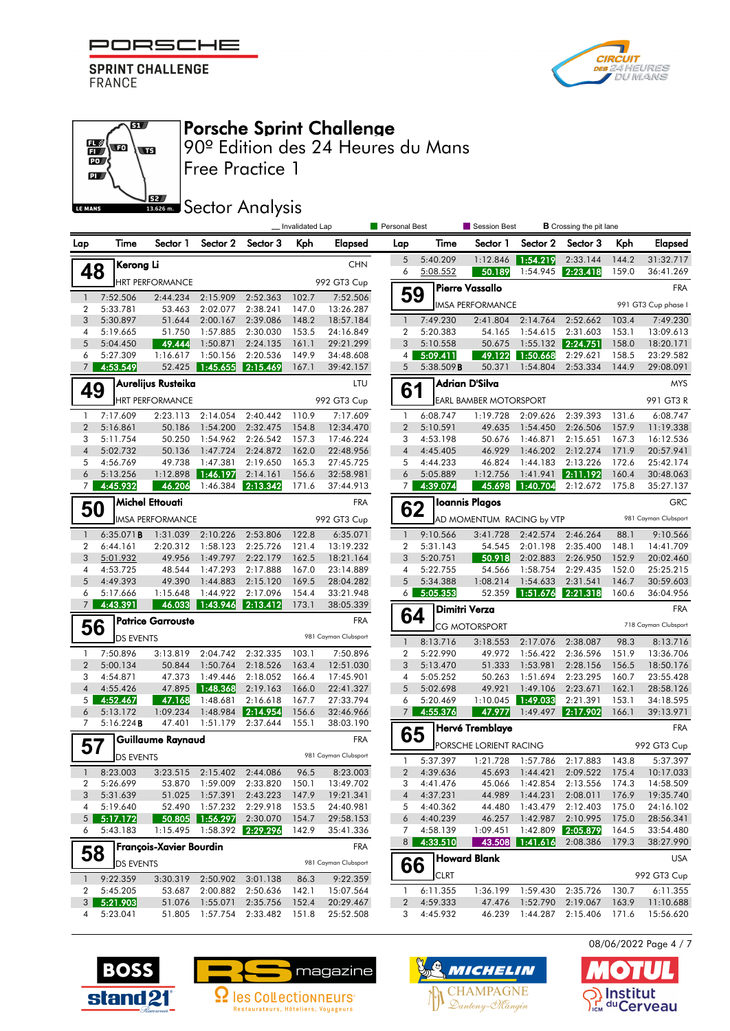# Porsche Sprint Challenge

## 90º Edition des 24 Heures du Mans

## Free Practice 1

## Sector Analysis

_ Invalidated Lap | Personal Best | Session Best | B Crossing the pit lane

### 48 Kerong Li — CHN — HRT PERFORMANCE — 992 GT3 Cup

| Lap | Time | Sector 1 | Sector 2 | Sector 3 | Kph | Elapsed |
|---|---|---|---|---|---|---|
| 1 | 7:52.506 | 2:44.234 | 2:15.909 | 2:52.363 | 102.7 | 7:52.506 |
| 2 | 5:33.781 | 53.463 | 2:02.077 | 2:38.241 | 147.0 | 13:26.287 |
| 3 | 5:30.897 | 51.644 | 2:00.167 | 2:39.086 | 148.2 | 18:57.184 |
| 4 | 5:19.665 | 51.750 | 1:57.885 | 2:30.030 | 153.5 | 24:16.849 |
| 5 | 5:04.450 | 49.444 | 1:50.871 | 2:24.135 | 161.1 | 29:21.299 |
| 6 | 5:27.309 | 1:16.617 | 1:50.156 | 2:20.536 | 149.9 | 34:48.608 |
| 7 | 4:53.549 | 52.425 | 1:45.655 | 2:15.469 | 167.1 | 39:42.157 |

### 49 Aurelijus Rusteika — LTU — HRT PERFORMANCE — 992 GT3 Cup

| Lap | Time | Sector 1 | Sector 2 | Sector 3 | Kph | Elapsed |
|---|---|---|---|---|---|---|
| 1 | 7:17.609 | 2:23.113 | 2:14.054 | 2:40.442 | 110.9 | 7:17.609 |
| 2 | 5:16.861 | 50.186 | 1:54.200 | 2:32.475 | 154.8 | 12:34.470 |
| 3 | 5:11.754 | 50.250 | 1:54.962 | 2:26.542 | 157.3 | 17:46.224 |
| 4 | 5:02.732 | 50.136 | 1:47.724 | 2:24.872 | 162.0 | 22:48.956 |
| 5 | 4:56.769 | 49.738 | 1:47.381 | 2:19.650 | 165.3 | 27:45.725 |
| 6 | 5:13.256 | 1:12.898 | 1:46.197 | 2:14.161 | 156.6 | 32:58.981 |
| 7 | 4:45.932 | 46.206 | 1:46.384 | 2:13.342 | 171.6 | 37:44.913 |

### 50 Michel Ettouati — FRA — IMSA PERFORMANCE — 992 GT3 Cup

| Lap | Time | Sector 1 | Sector 2 | Sector 3 | Kph | Elapsed |
|---|---|---|---|---|---|---|
| 1 | 6:35.071 B | 1:31.039 | 2:10.226 | 2:53.806 | 122.8 | 6:35.071 |
| 2 | 6:44.161 | 2:20.312 | 1:58.123 | 2:25.726 | 121.4 | 13:19.232 |
| 3 | 5:01.932 | 49.956 | 1:49.797 | 2:22.179 | 162.5 | 18:21.164 |
| 4 | 4:53.725 | 48.544 | 1:47.293 | 2:17.888 | 167.0 | 23:14.889 |
| 5 | 4:49.393 | 49.390 | 1:44.883 | 2:15.120 | 169.5 | 28:04.282 |
| 6 | 5:17.666 | 1:15.648 | 1:44.922 | 2:17.096 | 154.4 | 33:21.948 |
| 7 | 4:43.391 | 46.033 | 1:43.946 | 2:13.412 | 173.1 | 38:05.339 |

### 56 Patrice Garrouste — FRA — DS EVENTS — 981 Cayman Clubsport

| Lap | Time | Sector 1 | Sector 2 | Sector 3 | Kph | Elapsed |
|---|---|---|---|---|---|---|
| 1 | 7:50.896 | 3:13.819 | 2:04.742 | 2:32.335 | 103.1 | 7:50.896 |
| 2 | 5:00.134 | 50.844 | 1:50.764 | 2:18.526 | 163.4 | 12:51.030 |
| 3 | 4:54.871 | 47.373 | 1:49.446 | 2:18.052 | 166.4 | 17:45.901 |
| 4 | 4:55.426 | 47.895 | 1:48.368 | 2:19.163 | 166.0 | 22:41.327 |
| 5 | 4:52.467 | 47.168 | 1:48.681 | 2:16.618 | 167.7 | 27:33.794 |
| 6 | 5:13.172 | 1:09.234 | 1:48.984 | 2:14.954 | 156.6 | 32:46.966 |
| 7 | 5:16.224 B | 47.401 | 1:51.179 | 2:37.644 | 155.1 | 38:03.190 |

### 57 Guillaume Raynaud — FRA — DS EVENTS — 981 Cayman Clubsport

| Lap | Time | Sector 1 | Sector 2 | Sector 3 | Kph | Elapsed |
|---|---|---|---|---|---|---|
| 1 | 8:23.003 | 3:23.515 | 2:15.402 | 2:44.086 | 96.5 | 8:23.003 |
| 2 | 5:26.699 | 53.870 | 1:59.009 | 2:33.820 | 150.1 | 13:49.702 |
| 3 | 5:31.639 | 51.025 | 1:57.391 | 2:43.223 | 147.9 | 19:21.341 |
| 4 | 5:19.640 | 52.490 | 1:57.232 | 2:29.918 | 153.5 | 24:40.981 |
| 5 | 5:17.172 | 50.805 | 1:56.297 | 2:30.070 | 154.7 | 29:58.153 |
| 6 | 5:43.183 | 1:15.495 | 1:58.392 | 2:29.296 | 142.9 | 35:41.336 |

### 58 François-Xavier Bourdin — FRA — DS EVENTS — 981 Cayman Clubsport

| Lap | Time | Sector 1 | Sector 2 | Sector 3 | Kph | Elapsed |
|---|---|---|---|---|---|---|
| 1 | 9:22.359 | 3:30.319 | 2:50.902 | 3:01.138 | 86.3 | 9:22.359 |
| 2 | 5:45.205 | 53.687 | 2:00.882 | 2:50.636 | 142.1 | 15:07.564 |
| 3 | 5:21.903 | 51.076 | 1:55.071 | 2:35.756 | 152.4 | 20:29.467 |
| 4 | 5:23.041 | 51.805 | 1:57.754 | 2:33.482 | 151.8 | 25:52.508 |

### (continued from previous page)

| Lap | Time | Sector 1 | Sector 2 | Sector 3 | Kph | Elapsed |
|---|---|---|---|---|---|---|
| 5 | 5:40.209 | 1:12.846 | 1:54.219 | 2:33.144 | 144.2 | 31:32.717 |
| 6 | 5:08.552 | 50.189 | 1:54.945 | 2:23.418 | 159.0 | 36:41.269 |

### 59 Pierre Vassallo — FRA — IMSA PERFORMANCE — 991 GT3 Cup phase I

| Lap | Time | Sector 1 | Sector 2 | Sector 3 | Kph | Elapsed |
|---|---|---|---|---|---|---|
| 1 | 7:49.230 | 2:41.804 | 2:14.764 | 2:52.662 | 103.4 | 7:49.230 |
| 2 | 5:20.383 | 54.165 | 1:54.615 | 2:31.603 | 153.1 | 13:09.613 |
| 3 | 5:10.558 | 50.675 | 1:55.132 | 2:24.751 | 158.0 | 18:20.171 |
| 4 | 5:09.411 | 49.122 | 1:50.668 | 2:29.621 | 158.5 | 23:29.582 |
| 5 | 5:38.509 B | 50.371 | 1:54.804 | 2:53.334 | 144.9 | 29:08.091 |

### 61 Adrian D'Silva — MYS — EARL BAMBER MOTORSPORT — 991 GT3 R

| Lap | Time | Sector 1 | Sector 2 | Sector 3 | Kph | Elapsed |
|---|---|---|---|---|---|---|
| 1 | 6:08.747 | 1:19.728 | 2:09.626 | 2:39.393 | 131.6 | 6:08.747 |
| 2 | 5:10.591 | 49.635 | 1:54.450 | 2:26.506 | 157.9 | 11:19.338 |
| 3 | 4:53.198 | 50.676 | 1:46.871 | 2:15.651 | 167.3 | 16:12.536 |
| 4 | 4:45.405 | 46.929 | 1:46.202 | 2:12.274 | 171.9 | 20:57.941 |
| 5 | 4:44.233 | 46.824 | 1:44.183 | 2:13.226 | 172.6 | 25:42.174 |
| 6 | 5:05.889 | 1:12.756 | 1:41.941 | 2:11.192 | 160.4 | 30:48.063 |
| 7 | 4:39.074 | 45.698 | 1:40.704 | 2:12.672 | 175.8 | 35:27.137 |

### 62 Ioannis Plagos — GRC — AD MOMENTUM RACING by VTP — 981 Cayman Clubsport

| Lap | Time | Sector 1 | Sector 2 | Sector 3 | Kph | Elapsed |
|---|---|---|---|---|---|---|
| 1 | 9:10.566 | 3:41.728 | 2:42.574 | 2:46.264 | 88.1 | 9:10.566 |
| 2 | 5:31.143 | 54.545 | 2:01.198 | 2:35.400 | 148.1 | 14:41.709 |
| 3 | 5:20.751 | 50.918 | 2:02.883 | 2:26.950 | 152.9 | 20:02.460 |
| 4 | 5:22.755 | 54.566 | 1:58.754 | 2:29.435 | 152.0 | 25:25.215 |
| 5 | 5:34.388 | 1:08.214 | 1:54.633 | 2:31.541 | 146.7 | 30:59.603 |
| 6 | 5:05.353 | 52.359 | 1:51.676 | 2:21.318 | 160.6 | 36:04.956 |

### 64 Dimitri Verza — FRA — CG MOTORSPORT — 718 Cayman Clubsport

| Lap | Time | Sector 1 | Sector 2 | Sector 3 | Kph | Elapsed |
|---|---|---|---|---|---|---|
| 1 | 8:13.716 | 3:18.553 | 2:17.076 | 2:38.087 | 98.3 | 8:13.716 |
| 2 | 5:22.990 | 49.972 | 1:56.422 | 2:36.596 | 151.9 | 13:36.706 |
| 3 | 5:13.470 | 51.333 | 1:53.981 | 2:28.156 | 156.5 | 18:50.176 |
| 4 | 5:05.252 | 50.263 | 1:51.694 | 2:23.295 | 160.7 | 23:55.428 |
| 5 | 5:02.698 | 49.921 | 1:49.106 | 2:23.671 | 162.1 | 28:58.126 |
| 6 | 5:20.469 | 1:10.045 | 1:49.033 | 2:21.391 | 153.1 | 34:18.595 |
| 7 | 4:55.376 | 47.977 | 1:49.497 | 2:17.902 | 166.1 | 39:13.971 |

### 65 Hervé Tremblaye — FRA — PORSCHE LORIENT RACING — 992 GT3 Cup

| Lap | Time | Sector 1 | Sector 2 | Sector 3 | Kph | Elapsed |
|---|---|---|---|---|---|---|
| 1 | 5:37.397 | 1:21.728 | 1:57.786 | 2:17.883 | 143.8 | 5:37.397 |
| 2 | 4:39.636 | 45.693 | 1:44.421 | 2:09.522 | 175.4 | 10:17.033 |
| 3 | 4:41.476 | 45.066 | 1:42.854 | 2:13.556 | 174.3 | 14:58.509 |
| 4 | 4:37.231 | 44.989 | 1:44.231 | 2:08.011 | 176.9 | 19:35.740 |
| 5 | 4:40.362 | 44.480 | 1:43.479 | 2:12.403 | 175.0 | 24:16.102 |
| 6 | 4:40.239 | 46.257 | 1:42.987 | 2:10.995 | 175.0 | 28:56.341 |
| 7 | 4:58.139 | 1:09.451 | 1:42.809 | 2:05.879 | 164.5 | 33:54.480 |
| 8 | 4:33.510 | 43.508 | 1:41.616 | 2:08.386 | 179.3 | 38:27.990 |

### 66 Howard Blank — USA — CLRT — 992 GT3 Cup

| Lap | Time | Sector 1 | Sector 2 | Sector 3 | Kph | Elapsed |
|---|---|---|---|---|---|---|
| 1 | 6:11.355 | 1:36.199 | 1:59.430 | 2:35.726 | 130.7 | 6:11.355 |
| 2 | 4:59.333 | 47.476 | 1:52.790 | 2:19.067 | 163.9 | 11:10.688 |
| 3 | 4:45.932 | 46.239 | 1:44.287 | 2:15.406 | 171.6 | 15:56.620 |

08/06/2022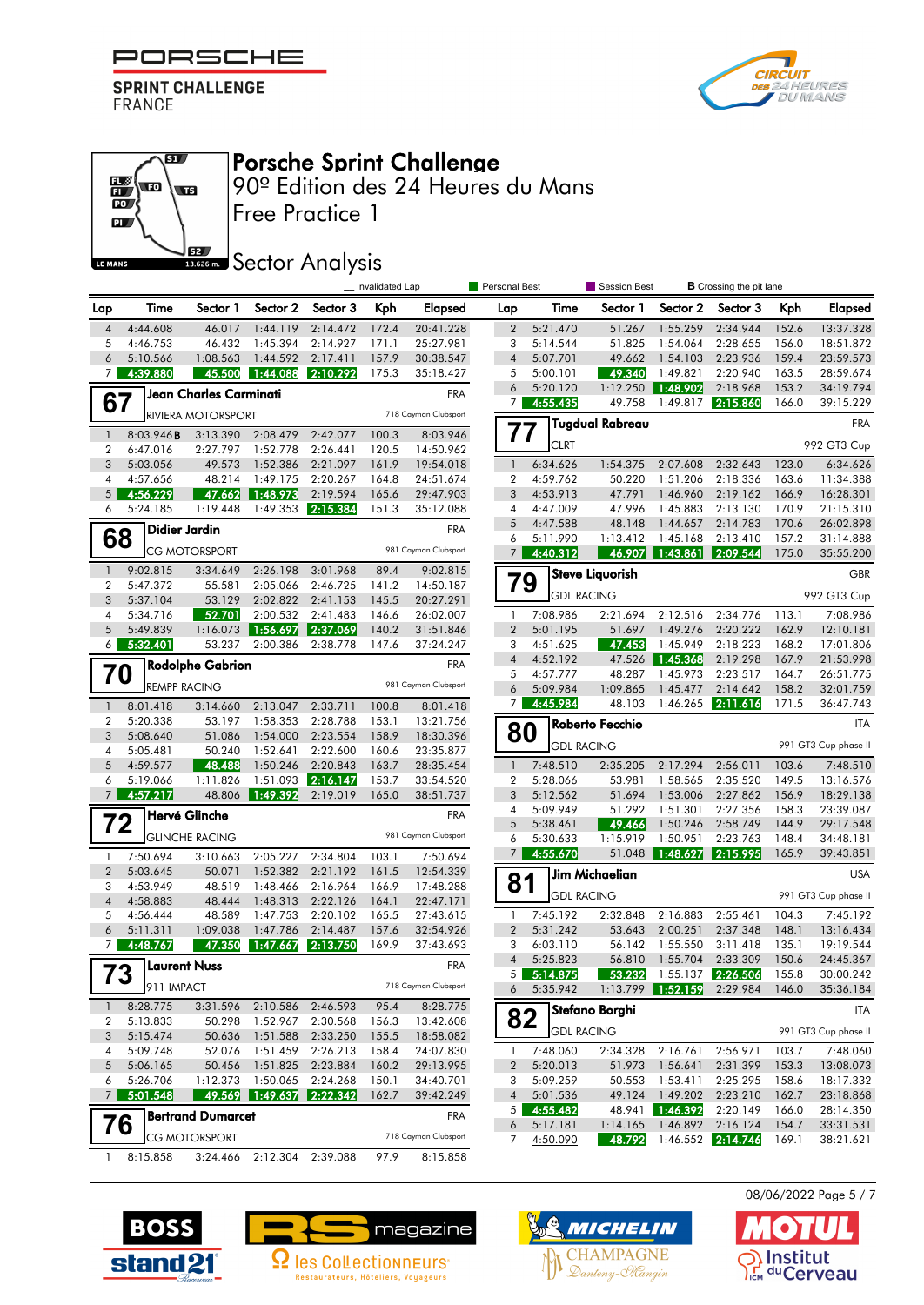# Porsche Sprint Challenge

## 90º Edition des 24 Heures du Mans

## Free Practice 1

## Sector Analysis

Le Mans 13.626 m.

_ Invalidated Lap | Personal Best | Session Best | B Crossing the pit lane

| Lap | Time | Sector 1 | Sector 2 | Sector 3 | Kph | Elapsed |
|---|---|---|---|---|---|---|
| 4 | 4:44.608 | 46.017 | 1:44.119 | 2:14.472 | 172.4 | 20:41.228 |
| 5 | 4:46.753 | 46.432 | 1:45.394 | 2:14.927 | 171.1 | 25:27.981 |
| 6 | 5:10.566 | 1:08.563 | 1:44.592 | 2:17.411 | 157.9 | 30:38.547 |
| 7 | 4:39.880 | 45.500 | 1:44.088 | 2:10.292 | 175.3 | 35:18.427 |

### 67 Jean Charles Carminati — FRA
RIVIERA MOTORSPORT — 718 Cayman Clubsport

| Lap | Time | Sector 1 | Sector 2 | Sector 3 | Kph | Elapsed |
|---|---|---|---|---|---|---|
| 1 | 8:03.946B | 3:13.390 | 2:08.479 | 2:42.077 | 100.3 | 8:03.946 |
| 2 | 6:47.016 | 2:27.797 | 1:52.778 | 2:26.441 | 120.5 | 14:50.962 |
| 3 | 5:03.056 | 49.573 | 1:52.386 | 2:21.097 | 161.9 | 19:54.018 |
| 4 | 4:57.656 | 48.214 | 1:49.175 | 2:20.267 | 164.8 | 24:51.674 |
| 5 | 4:56.229 | 47.662 | 1:48.973 | 2:19.594 | 165.6 | 29:47.903 |
| 6 | 5:24.185 | 1:19.448 | 1:49.353 | 2:15.384 | 151.3 | 35:12.088 |

### 68 Didier Jardin — FRA
CG MOTORSPORT — 981 Cayman Clubsport

| Lap | Time | Sector 1 | Sector 2 | Sector 3 | Kph | Elapsed |
|---|---|---|---|---|---|---|
| 1 | 9:02.815 | 3:34.649 | 2:26.198 | 3:01.968 | 89.4 | 9:02.815 |
| 2 | 5:47.372 | 55.581 | 2:05.066 | 2:46.725 | 141.2 | 14:50.187 |
| 3 | 5:37.104 | 53.129 | 2:02.822 | 2:41.153 | 145.5 | 20:27.291 |
| 4 | 5:34.716 | 52.701 | 2:00.532 | 2:41.483 | 146.6 | 26:02.007 |
| 5 | 5:49.839 | 1:16.073 | 1:56.697 | 2:37.069 | 140.2 | 31:51.846 |
| 6 | 5:32.401 | 53.237 | 2:00.386 | 2:38.778 | 147.6 | 37:24.247 |

### 70 Rodolphe Gabrion — FRA
REMPP RACING — 981 Cayman Clubsport

| Lap | Time | Sector 1 | Sector 2 | Sector 3 | Kph | Elapsed |
|---|---|---|---|---|---|---|
| 1 | 8:01.418 | 3:14.660 | 2:13.047 | 2:33.711 | 100.8 | 8:01.418 |
| 2 | 5:20.338 | 53.197 | 1:58.353 | 2:28.788 | 153.1 | 13:21.756 |
| 3 | 5:08.640 | 51.086 | 1:54.000 | 2:23.554 | 158.9 | 18:30.396 |
| 4 | 5:05.481 | 50.240 | 1:52.641 | 2:22.600 | 160.6 | 23:35.877 |
| 5 | 4:59.577 | 48.488 | 1:50.246 | 2:20.843 | 163.7 | 28:35.454 |
| 6 | 5:19.066 | 1:11.826 | 1:51.093 | 2:16.147 | 153.7 | 33:54.520 |
| 7 | 4:57.217 | 48.806 | 1:49.392 | 2:19.019 | 165.0 | 38:51.737 |

### 72 Hervé Glinche — FRA
GLINCHE RACING — 981 Cayman Clubsport

| Lap | Time | Sector 1 | Sector 2 | Sector 3 | Kph | Elapsed |
|---|---|---|---|---|---|---|
| 1 | 7:50.694 | 3:10.663 | 2:05.227 | 2:34.804 | 103.1 | 7:50.694 |
| 2 | 5:03.645 | 50.071 | 1:52.382 | 2:21.192 | 161.5 | 12:54.339 |
| 3 | 4:53.949 | 48.519 | 1:48.466 | 2:16.964 | 166.9 | 17:48.288 |
| 4 | 4:58.883 | 48.444 | 1:48.313 | 2:22.126 | 164.1 | 22:47.171 |
| 5 | 4:56.444 | 48.589 | 1:47.753 | 2:20.102 | 165.5 | 27:43.615 |
| 6 | 5:11.311 | 1:09.038 | 1:47.786 | 2:14.487 | 157.6 | 32:54.926 |
| 7 | 4:48.767 | 47.350 | 1:47.667 | 2:13.750 | 169.9 | 37:43.693 |

### 73 Laurent Nuss — FRA
911 IMPACT — 718 Cayman Clubsport

| Lap | Time | Sector 1 | Sector 2 | Sector 3 | Kph | Elapsed |
|---|---|---|---|---|---|---|
| 1 | 8:28.775 | 3:31.596 | 2:10.586 | 2:46.593 | 96.4 | 8:28.775 |
| 2 | 5:13.833 | 50.298 | 1:52.967 | 2:30.568 | 156.3 | 13:42.608 |
| 3 | 5:15.474 | 50.636 | 1:51.588 | 2:33.250 | 155.5 | 18:58.082 |
| 4 | 5:09.748 | 52.076 | 1:51.459 | 2:26.213 | 158.4 | 24:07.830 |
| 5 | 5:06.165 | 50.456 | 1:51.825 | 2:23.884 | 160.2 | 29:13.995 |
| 6 | 5:26.706 | 1:12.373 | 1:50.065 | 2:24.268 | 150.1 | 34:40.701 |
| 7 | 5:01.548 | 49.569 | 1:49.637 | 2:22.342 | 162.7 | 39:42.249 |

### 76 Bertrand Dumarcet — FRA
CG MOTORSPORT — 718 Cayman Clubsport

| Lap | Time | Sector 1 | Sector 2 | Sector 3 | Kph | Elapsed |
|---|---|---|---|---|---|---|
| 1 | 8:15.858 | 3:24.466 | 2:12.304 | 2:39.088 | 97.9 | 8:15.858 |
| 2 | 5:21.470 | 51.267 | 1:55.259 | 2:34.944 | 152.6 | 13:37.328 |
| 3 | 5:14.544 | 51.825 | 1:54.064 | 2:28.655 | 156.0 | 18:51.872 |
| 4 | 5:07.701 | 49.662 | 1:54.103 | 2:23.936 | 159.4 | 23:59.573 |
| 5 | 5:00.101 | 49.340 | 1:49.821 | 2:20.940 | 163.5 | 28:59.674 |
| 6 | 5:20.120 | 1:12.250 | 1:48.902 | 2:18.968 | 153.2 | 34:19.794 |
| 7 | 4:55.435 | 49.758 | 1:49.817 | 2:15.860 | 166.0 | 39:15.229 |

### 77 Tugdual Rabreau — FRA
CLRT — 992 GT3 Cup

| Lap | Time | Sector 1 | Sector 2 | Sector 3 | Kph | Elapsed |
|---|---|---|---|---|---|---|
| 1 | 6:34.626 | 1:54.375 | 2:07.608 | 2:32.643 | 123.0 | 6:34.626 |
| 2 | 4:59.762 | 50.220 | 1:51.206 | 2:18.336 | 163.6 | 11:34.388 |
| 3 | 4:53.913 | 47.791 | 1:46.960 | 2:19.162 | 166.9 | 16:28.301 |
| 4 | 4:47.009 | 47.996 | 1:45.883 | 2:13.130 | 170.9 | 21:15.310 |
| 5 | 4:47.588 | 48.148 | 1:44.657 | 2:14.783 | 170.6 | 26:02.898 |
| 6 | 5:11.990 | 1:13.412 | 1:45.168 | 2:13.410 | 157.2 | 31:14.888 |
| 7 | 4:40.312 | 46.907 | 1:43.861 | 2:09.544 | 175.0 | 35:55.200 |

### 79 Steve Liquorish — GBR
GDL RACING — 992 GT3 Cup

| Lap | Time | Sector 1 | Sector 2 | Sector 3 | Kph | Elapsed |
|---|---|---|---|---|---|---|
| 1 | 7:08.986 | 2:21.694 | 2:12.516 | 2:34.776 | 113.1 | 7:08.986 |
| 2 | 5:01.195 | 51.697 | 1:49.276 | 2:20.222 | 162.9 | 12:10.181 |
| 3 | 4:51.625 | 47.453 | 1:45.949 | 2:18.223 | 168.2 | 17:01.806 |
| 4 | 4:52.192 | 47.526 | 1:45.368 | 2:19.298 | 167.9 | 21:53.998 |
| 5 | 4:57.777 | 48.287 | 1:45.973 | 2:23.517 | 164.7 | 26:51.775 |
| 6 | 5:09.984 | 1:09.865 | 1:45.477 | 2:14.642 | 158.2 | 32:01.759 |
| 7 | 4:45.984 | 48.103 | 1:46.265 | 2:11.616 | 171.5 | 36:47.743 |

### 80 Roberto Fecchio — ITA
GDL RACING — 991 GT3 Cup phase II

| Lap | Time | Sector 1 | Sector 2 | Sector 3 | Kph | Elapsed |
|---|---|---|---|---|---|---|
| 1 | 7:48.510 | 2:35.205 | 2:17.294 | 2:56.011 | 103.6 | 7:48.510 |
| 2 | 5:28.066 | 53.981 | 1:58.565 | 2:35.520 | 149.5 | 13:16.576 |
| 3 | 5:12.562 | 51.694 | 1:53.006 | 2:27.862 | 156.9 | 18:29.138 |
| 4 | 5:09.949 | 51.292 | 1:51.301 | 2:27.356 | 158.3 | 23:39.087 |
| 5 | 5:38.461 | 49.466 | 1:50.246 | 2:58.749 | 144.9 | 29:17.548 |
| 6 | 5:30.633 | 1:15.919 | 1:50.951 | 2:23.763 | 148.4 | 34:48.181 |
| 7 | 4:55.670 | 51.048 | 1:48.627 | 2:15.995 | 165.9 | 39:43.851 |

### 81 Jim Michaelian — USA
GDL RACING — 991 GT3 Cup phase II

| Lap | Time | Sector 1 | Sector 2 | Sector 3 | Kph | Elapsed |
|---|---|---|---|---|---|---|
| 1 | 7:45.192 | 2:32.848 | 2:16.883 | 2:55.461 | 104.3 | 7:45.192 |
| 2 | 5:31.242 | 53.643 | 2:00.251 | 2:37.348 | 148.1 | 13:16.434 |
| 3 | 6:03.110 | 56.142 | 1:55.550 | 3:11.418 | 135.1 | 19:19.544 |
| 4 | 5:25.823 | 56.810 | 1:55.704 | 2:33.309 | 150.6 | 24:45.367 |
| 5 | 5:14.875 | 53.232 | 1:55.137 | 2:26.506 | 155.8 | 30:00.242 |
| 6 | 5:35.942 | 1:13.799 | 1:52.159 | 2:29.984 | 146.0 | 35:36.184 |

### 82 Stefano Borghi — ITA
GDL RACING — 991 GT3 Cup phase II

| Lap | Time | Sector 1 | Sector 2 | Sector 3 | Kph | Elapsed |
|---|---|---|---|---|---|---|
| 1 | 7:48.060 | 2:34.328 | 2:16.761 | 2:56.971 | 103.7 | 7:48.060 |
| 2 | 5:20.013 | 51.973 | 1:56.641 | 2:31.399 | 153.3 | 13:08.073 |
| 3 | 5:09.259 | 50.553 | 1:53.411 | 2:25.295 | 158.6 | 18:17.332 |
| 4 | 5:01.536 | 49.124 | 1:49.202 | 2:23.210 | 162.7 | 23:18.868 |
| 5 | 4:55.482 | 48.941 | 1:46.392 | 2:20.149 | 166.0 | 28:14.350 |
| 6 | 5:17.181 | 1:14.165 | 1:46.892 | 2:16.124 | 154.7 | 33:31.531 |
| 7 | 4:50.090 | 48.792 | 1:46.552 | 2:14.746 | 169.1 | 38:21.621 |

08/06/2022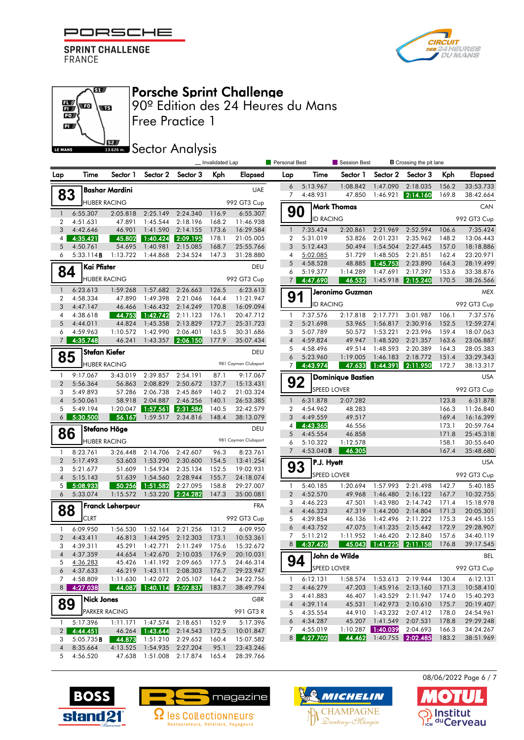# Porsche Sprint Challenge

## 90º Edition des 24 Heures du Mans

## Free Practice 1

## Sector Analysis

_ Invalidated Lap | Personal Best | Session Best | B Crossing the pit lane

### 83 Bashar Mardini — UAE — HUBER RACING — 992 GT3 Cup

| Lap | Time | Sector 1 | Sector 2 | Sector 3 | Kph | Elapsed |
|---|---|---|---|---|---|---|
| 1 | 6:55.307 | 2:05.818 | 2:25.149 | 2:24.340 | 116.9 | 6:55.307 |
| 2 | 4:51.631 | 47.891 | 1:45.544 | 2:18.196 | 168.2 | 11:46.938 |
| 3 | 4:42.646 | 46.901 | 1:41.590 | 2:14.155 | 173.6 | 16:29.584 |
| 4 | 4:35.421 | 45.802 | 1:40.424 | 2:09.195 | 178.1 | 21:05.005 |
| 5 | 4:50.761 | 54.695 | 1:40.981 | 2:15.085 | 168.7 | 25:55.766 |
| 6 | 5:33.114B | 1:13.722 | 1:44.868 | 2:34.524 | 147.3 | 31:28.880 |

### 84 Kai Pfister — DEU — HUBER RACING — 992 GT3 Cup

| Lap | Time | Sector 1 | Sector 2 | Sector 3 | Kph | Elapsed |
|---|---|---|---|---|---|---|
| 1 | 6:23.613 | 1:59.268 | 1:57.682 | 2:26.663 | 126.5 | 6:23.613 |
| 2 | 4:58.334 | 47.890 | 1:49.398 | 2:21.046 | 164.4 | 11:21.947 |
| 3 | 4:47.147 | 46.466 | 1:46.432 | 2:14.249 | 170.8 | 16:09.094 |
| 4 | 4:38.618 | 44.753 | 1:42.742 | 2:11.123 | 176.1 | 20:47.712 |
| 5 | 4:44.011 | 44.824 | 1:45.358 | 2:13.829 | 172.7 | 25:31.723 |
| 6 | 4:59.963 | 1:10.572 | 1:42.990 | 2:06.401 | 163.5 | 30:31.686 |
| 7 | 4:35.748 | 46.241 | 1:43.357 | 2:06.150 | 177.9 | 35:07.434 |

### 85 Stefan Kiefer — DEU — HUBER RACING — 981 Cayman Clubsport

| Lap | Time | Sector 1 | Sector 2 | Sector 3 | Kph | Elapsed |
|---|---|---|---|---|---|---|
| 1 | 9:17.067 | 3:43.019 | 2:39.857 | 2:54.191 | 87.1 | 9:17.067 |
| 2 | 5:56.364 | 56.863 | 2:08.829 | 2:50.672 | 137.7 | 15:13.431 |
| 3 | 5:49.893 | 57.286 | 2:06.738 | 2:45.869 | 140.2 | 21:03.324 |
| 4 | 5:50.061 | 58.918 | 2:04.887 | 2:46.256 | 140.1 | 26:53.385 |
| 5 | 5:49.194 | 1:20.047 | 1:57.561 | 2:31.586 | 140.5 | 32:42.579 |
| 6 | 5:30.500 | 56.167 | 1:59.517 | 2:34.816 | 148.4 | 38:13.079 |

### 86 Stefano Höge — DEU — HUBER RACING — 981 Cayman Clubsport

| Lap | Time | Sector 1 | Sector 2 | Sector 3 | Kph | Elapsed |
|---|---|---|---|---|---|---|
| 1 | 8:23.761 | 3:26.448 | 2:14.706 | 2:42.607 | 96.3 | 8:23.761 |
| 2 | 5:17.493 | 53.603 | 1:53.290 | 2:30.600 | 154.5 | 13:41.254 |
| 3 | 5:21.677 | 51.609 | 1:54.934 | 2:35.134 | 152.5 | 19:02.931 |
| 4 | 5:15.143 | 51.639 | 1:54.560 | 2:28.944 | 155.7 | 24:18.074 |
| 5 | 5:08.933 | 50.256 | 1:51.582 | 2:27.095 | 158.8 | 29:27.007 |
| 6 | 5:33.074 | 1:15.572 | 1:53.220 | 2:24.282 | 147.3 | 35:00.081 |

### 88 Franck Leherpeur — FRA — CLRT — 992 GT3 Cup

| Lap | Time | Sector 1 | Sector 2 | Sector 3 | Kph | Elapsed |
|---|---|---|---|---|---|---|
| 1 | 6:09.950 | 1:56.530 | 1:52.164 | 2:21.256 | 131.2 | 6:09.950 |
| 2 | 4:43.411 | 46.813 | 1:44.295 | 2:12.303 | 173.1 | 10:53.361 |
| 3 | 4:39.311 | 45.291 | 1:42.771 | 2:11.249 | 175.6 | 15:32.672 |
| 4 | 4:37.359 | 44.654 | 1:42.670 | 2:10.035 | 176.9 | 20:10.031 |
| 5 | 4:36.283 | 45.426 | 1:41.192 | 2:09.665 | 177.5 | 24:46.314 |
| 6 | 4:37.633 | 46.219 | 1:43.111 | 2:08.303 | 176.7 | 29:23.947 |
| 7 | 4:58.809 | 1:11.630 | 1:42.072 | 2:05.107 | 164.2 | 34:22.756 |
| 8 | 4:27.038 | 44.087 | 1:40.114 | 2:02.837 | 183.7 | 38:49.794 |

### 89 Nick Jones — GBR — PARKER RACING — 991 GT3 R

| Lap | Time | Sector 1 | Sector 2 | Sector 3 | Kph | Elapsed |
|---|---|---|---|---|---|---|
| 1 | 5:17.396 | 1:11.171 | 1:47.574 | 2:18.651 | 152.9 | 5:17.396 |
| 2 | 4:44.451 | 46.264 | 1:43.644 | 2:14.543 | 172.5 | 10:01.847 |
| 3 | 5:05.735B | 44.873 | 1:51.210 | 2:29.652 | 160.4 | 15:07.582 |
| 4 | 8:35.664 | 4:13.525 | 1:54.935 | 2:27.204 | 95.1 | 23:43.246 |
| 5 | 4:56.520 | 47.638 | 1:51.008 | 2:17.874 | 165.4 | 28:39.766 |
| 6 | 5:13.967 | 1:08.842 | 1:47.090 | 2:18.035 | 156.2 | 33:53.733 |
| 7 | 4:48.931 | 47.850 | 1:46.921 | 2:14.160 | 169.8 | 38:42.664 |

### 90 Mark Thomas — CAN — ID RACING — 992 GT3 Cup

| Lap | Time | Sector 1 | Sector 2 | Sector 3 | Kph | Elapsed |
|---|---|---|---|---|---|---|
| 1 | 7:35.424 | 2:20.861 | 2:21.969 | 2:52.594 | 106.6 | 7:35.424 |
| 2 | 5:31.019 | 53.826 | 2:01.231 | 2:35.962 | 148.2 | 13:06.443 |
| 3 | 5:12.443 | 50.494 | 1:54.504 | 2:27.445 | 157.0 | 18:18.886 |
| 4 | 5:02.085 | 51.729 | 1:48.505 | 2:21.851 | 162.4 | 23:20.971 |
| 5 | 4:58.528 | 48.885 | 1:45.753 | 2:23.890 | 164.3 | 28:19.499 |
| 6 | 5:19.377 | 1:14.289 | 1:47.691 | 2:17.397 | 153.6 | 33:38.876 |
| 7 | 4:47.690 | 46.532 | 1:45.918 | 2:15.240 | 170.5 | 38:26.566 |

### 91 Jeronimo Guzman — MEX — ID RACING — 992 GT3 Cup

| Lap | Time | Sector 1 | Sector 2 | Sector 3 | Kph | Elapsed |
|---|---|---|---|---|---|---|
| 1 | 7:37.576 | 2:17.818 | 2:17.771 | 3:01.987 | 106.1 | 7:37.576 |
| 2 | 5:21.698 | 53.965 | 1:56.817 | 2:30.916 | 152.5 | 12:59.274 |
| 3 | 5:07.789 | 50.572 | 1:53.221 | 2:23.996 | 159.4 | 18:07.063 |
| 4 | 4:59.824 | 49.947 | 1:48.520 | 2:21.357 | 163.6 | 23:06.887 |
| 5 | 4:58.496 | 49.514 | 1:48.593 | 2:20.389 | 164.3 | 28:05.383 |
| 6 | 5:23.960 | 1:19.005 | 1:46.183 | 2:18.772 | 151.4 | 33:29.343 |
| 7 | 4:43.974 | 47.633 | 1:44.391 | 2:11.950 | 172.7 | 38:13.317 |

### 92 Dominique Bastien — USA — SPEED LOVER — 992 GT3 Cup

| Lap | Time | Sector 1 | Sector 2 | Sector 3 | Kph | Elapsed |
|---|---|---|---|---|---|---|
| 1 | 6:31.878 | 2:07.282 | | | 123.8 | 6:31.878 |
| 2 | 4:54.962 | 48.283 | | | 166.3 | 11:26.840 |
| 3 | 4:49.559 | 49.517 | | | 169.4 | 16:16.399 |
| 4 | 4:43.365 | 46.556 | | | 173.1 | 20:59.764 |
| 5 | 4:45.554 | 46.858 | | | 171.8 | 25:45.318 |
| 6 | 5:10.322 | 1:12.578 | | | 158.1 | 30:55.640 |
| 7 | 4:53.040B | 46.305 | | | 167.4 | 35:48.680 |

### 93 P.J. Hyett — USA — SPEED LOVER — 992 GT3 Cup

| Lap | Time | Sector 1 | Sector 2 | Sector 3 | Kph | Elapsed |
|---|---|---|---|---|---|---|
| 1 | 5:40.185 | 1:20.694 | 1:57.993 | 2:21.498 | 142.7 | 5:40.185 |
| 2 | 4:52.570 | 49.968 | 1:46.480 | 2:16.122 | 167.7 | 10:32.755 |
| 3 | 4:46.223 | 47.501 | 1:43.980 | 2:14.742 | 171.4 | 15:18.978 |
| 4 | 4:46.323 | 47.319 | 1:44.200 | 2:14.804 | 171.3 | 20:05.301 |
| 5 | 4:39.854 | 46.136 | 1:42.496 | 2:11.222 | 175.3 | 24:45.155 |
| 6 | 4:43.752 | 47.075 | 1:41.235 | 2:15.442 | 172.9 | 29:28.907 |
| 7 | 5:11.212 | 1:11.952 | 1:46.420 | 2:12.840 | 157.6 | 34:40.119 |
| 8 | 4:37.426 | 45.043 | 1:41.225 | 2:11.158 | 176.8 | 39:17.545 |

### 94 John de Wilde — BEL — SPEED LOVER — 992 GT3 Cup

| Lap | Time | Sector 1 | Sector 2 | Sector 3 | Kph | Elapsed |
|---|---|---|---|---|---|---|
| 1 | 6:12.131 | 1:58.574 | 1:53.613 | 2:19.944 | 130.4 | 6:12.131 |
| 2 | 4:46.279 | 47.203 | 1:45.916 | 2:13.160 | 171.3 | 10:58.410 |
| 3 | 4:41.883 | 46.407 | 1:43.529 | 2:11.947 | 174.0 | 15:40.293 |
| 4 | 4:39.114 | 45.531 | 1:42.973 | 2:10.610 | 175.7 | 20:19.407 |
| 5 | 4:35.554 | 44.910 | 1:43.232 | 2:07.412 | 178.0 | 24:54.961 |
| 6 | 4:34.287 | 45.207 | 1:41.549 | 2:07.531 | 178.8 | 29:29.248 |
| 7 | 4:55.019 | 1:10.287 | 1:40.039 | 2:04.693 | 166.3 | 34:24.267 |
| 8 | 4:27.702 | 44.462 | 1:40.755 | 2:02.485 | 183.2 | 38:51.969 |

08/06/2022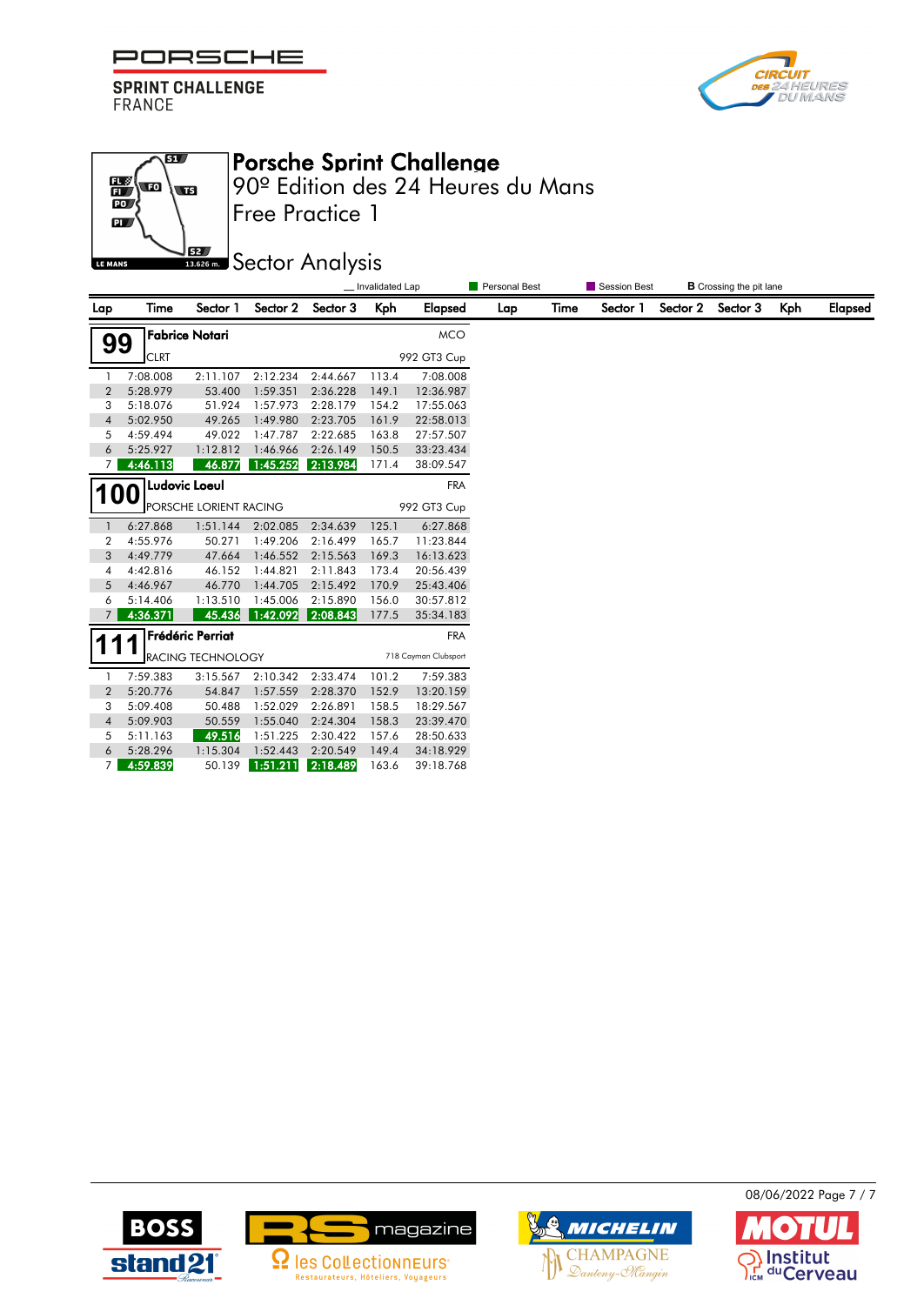PORSCHE

SPRINT CHALLENGE
FRANCE

# Porsche Sprint Challenge

## 90º Edition des 24 Heures du Mans

## Free Practice 1

## Sector Analysis

__ Invalidated Lap | Personal Best | Session Best | **B** Crossing the pit lane

LE MANS 13.626 m.

| Lap | Time | Sector 1 | Sector 2 | Sector 3 | Kph | Elapsed |
|---|---|---|---|---|---|---|
| **99** | **Fabrice Notari** | | | | | MCO |
| | CLRT | | | | | 992 GT3 Cup |
| 1 | 7:08.008 | 2:11.107 | 2:12.234 | 2:44.667 | 113.4 | 7:08.008 |
| 2 | 5:28.979 | 53.400 | 1:59.351 | 2:36.228 | 149.1 | 12:36.987 |
| 3 | 5:18.076 | 51.924 | 1:57.973 | 2:28.179 | 154.2 | 17:55.063 |
| 4 | 5:02.950 | 49.265 | 1:49.980 | 2:23.705 | 161.9 | 22:58.013 |
| 5 | 4:59.494 | 49.022 | 1:47.787 | 2:22.685 | 163.8 | 27:57.507 |
| 6 | 5:25.927 | 1:12.812 | 1:46.966 | 2:26.149 | 150.5 | 33:23.434 |
| 7 | 4:46.113 | 46.877 | 1:45.252 | 2:13.984 | 171.4 | 38:09.547 |
| **100** | **Ludovic Loeul** | | | | | FRA |
| | PORSCHE LORIENT RACING | | | | | 992 GT3 Cup |
| 1 | 6:27.868 | 1:51.144 | 2:02.085 | 2:34.639 | 125.1 | 6:27.868 |
| 2 | 4:55.976 | 50.271 | 1:49.206 | 2:16.499 | 165.7 | 11:23.844 |
| 3 | 4:49.779 | 47.664 | 1:46.552 | 2:15.563 | 169.3 | 16:13.623 |
| 4 | 4:42.816 | 46.152 | 1:44.821 | 2:11.843 | 173.4 | 20:56.439 |
| 5 | 4:46.967 | 46.770 | 1:44.705 | 2:15.492 | 170.9 | 25:43.406 |
| 6 | 5:14.406 | 1:13.510 | 1:45.006 | 2:15.890 | 156.0 | 30:57.812 |
| 7 | 4:36.371 | 45.436 | 1:42.092 | 2:08.843 | 177.5 | 35:34.183 |
| **111** | **Frédéric Perriat** | | | | | FRA |
| | RACING TECHNOLOGY | | | | | 718 Cayman Clubsport |
| 1 | 7:59.383 | 3:15.567 | 2:10.342 | 2:33.474 | 101.2 | 7:59.383 |
| 2 | 5:20.776 | 54.847 | 1:57.559 | 2:28.370 | 152.9 | 13:20.159 |
| 3 | 5:09.408 | 50.488 | 1:52.029 | 2:26.891 | 158.5 | 18:29.567 |
| 4 | 5:09.903 | 50.559 | 1:55.040 | 2:24.304 | 158.3 | 23:39.470 |
| 5 | 5:11.163 | 49.516 | 1:51.225 | 2:30.422 | 157.6 | 28:50.633 |
| 6 | 5:28.296 | 1:15.304 | 1:52.443 | 2:20.549 | 149.4 | 34:18.929 |
| 7 | 4:59.839 | 50.139 | 1:51.211 | 2:18.489 | 163.6 | 39:18.768 |

08/06/2022